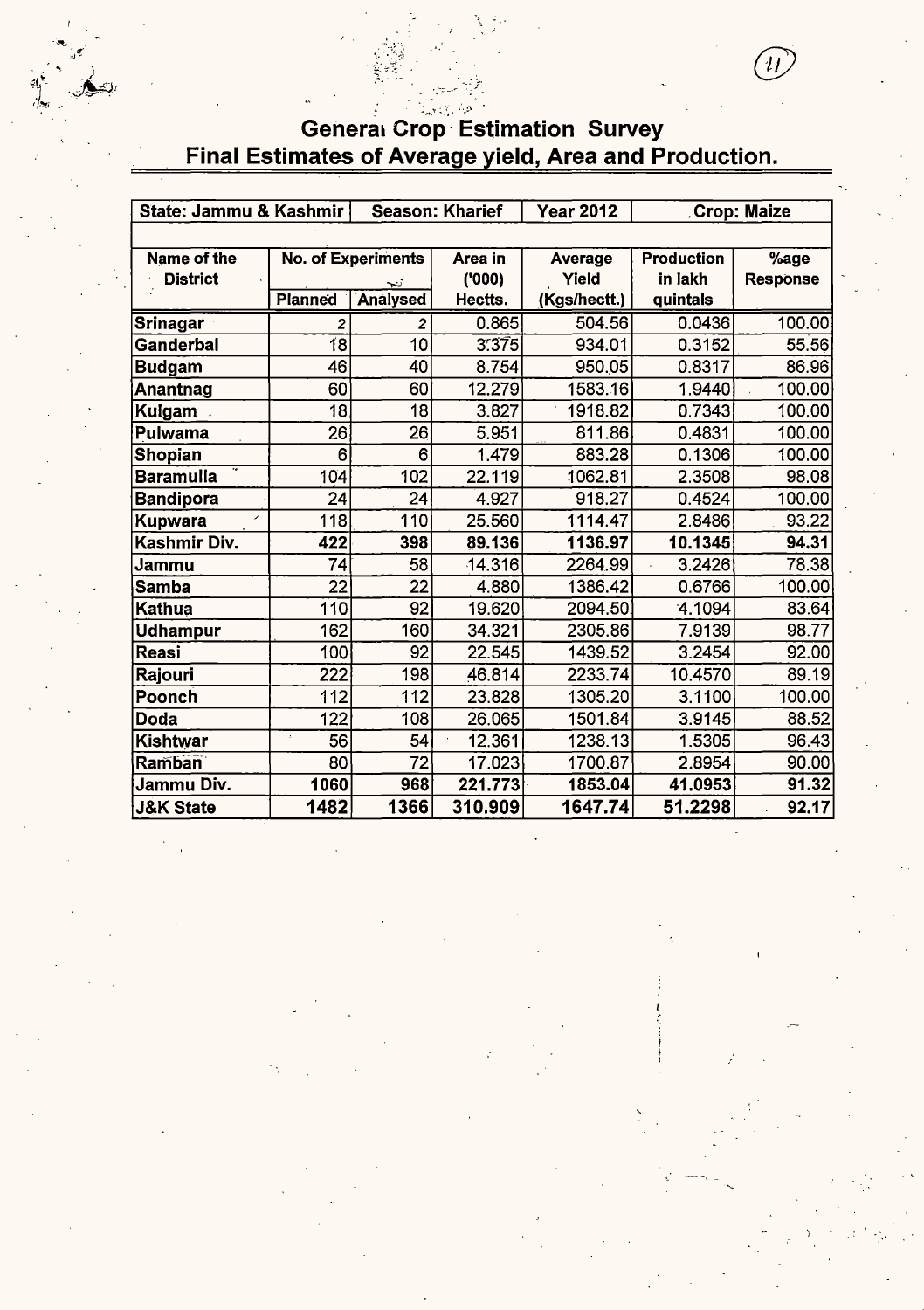# General Crop Estimation Survey

## Final Estimates of Average yield, Area and Production.

| State: Jammu & Kashmir | Season: Kharief | | Year 2012 | Crop: Maize | | |
|---|---|---|---|---|---|---|
| Name of the District | No. of Experiments | | Area in ('000) Hectts. | Average Yield (Kgs/hectt.) | Production in lakh quintals | %age Response |
| | Planned | Analysed | | | | |
| **Srinagar** | 2 | 2 | 0.865 | 504.56 | 0.0436 | 100.00 |
| **Ganderbal** | 18 | 10 | 3.375 | 934.01 | 0.3152 | 55.56 |
| **Budgam** | 46 | 40 | 8.754 | 950.05 | 0.8317 | 86.96 |
| **Anantnag** | 60 | 60 | 12.279 | 1583.16 | 1.9440 | 100.00 |
| **Kulgam** | 18 | 18 | 3.827 | 1918.82 | 0.7343 | 100.00 |
| **Pulwama** | 26 | 26 | 5.951 | 811.86 | 0.4831 | 100.00 |
| **Shopian** | 6 | 6 | 1.479 | 883.28 | 0.1306 | 100.00 |
| **Baramulla** | 104 | 102 | 22.119 | 1062.81 | 2.3508 | 98.08 |
| **Bandipora** | 24 | 24 | 4.927 | 918.27 | 0.4524 | 100.00 |
| **Kupwara** | 118 | 110 | 25.560 | 1114.47 | 2.8486 | 93.22 |
| **Kashmir Div.** | **422** | **398** | **89.136** | **1136.97** | **10.1345** | **94.31** |
| **Jammu** | 74 | 58 | 14.316 | 2264.99 | 3.2426 | 78.38 |
| **Samba** | 22 | 22 | 4.880 | 1386.42 | 0.6766 | 100.00 |
| **Kathua** | 110 | 92 | 19.620 | 2094.50 | 4.1094 | 83.64 |
| **Udhampur** | 162 | 160 | 34.321 | 2305.86 | 7.9139 | 98.77 |
| **Reasi** | 100 | 92 | 22.545 | 1439.52 | 3.2454 | 92.00 |
| **Rajouri** | 222 | 198 | 46.814 | 2233.74 | 10.4570 | 89.19 |
| **Poonch** | 112 | 112 | 23.828 | 1305.20 | 3.1100 | 100.00 |
| **Doda** | 122 | 108 | 26.065 | 1501.84 | 3.9145 | 88.52 |
| **Kishtwar** | 56 | 54 | 12.361 | 1238.13 | 1.5305 | 96.43 |
| **Ramban** | 80 | 72 | 17.023 | 1700.87 | 2.8954 | 90.00 |
| **Jammu Div.** | **1060** | **968** | **221.773** | **1853.04** | **41.0953** | **91.32** |
| **J&K State** | **1482** | **1366** | **310.909** | **1647.74** | **51.2298** | **92.17** |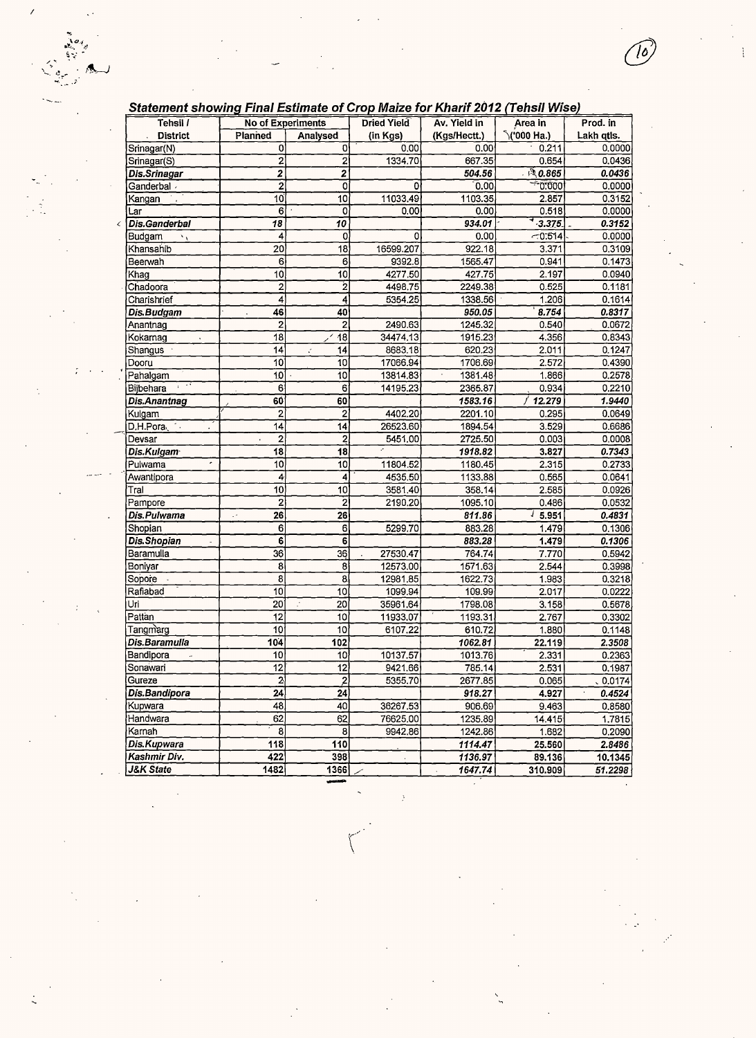## Statement showing Final Estimate of Crop Maize for Kharif 2012 (Tehsil Wise)

| Tehsil / District | No of Experiments | | Dried Yield (in Kgs) | Av. Yield in (Kgs/Hectt.) | Area in ('000 Ha.) | Prod. in Lakh qtls. |
|---|---|---|---|---|---|---|
| | Planned | Analysed | | | | |
| Srinagar(N) | 0 | 0 | 0.00 | 0.00 | 0.211 | 0.0000 |
| Srinagar(S) | 2 | 2 | 1334.70 | 667.35 | 0.654 | 0.0436 |
| ***Dis.Srinagar*** | **2** | **2** | | ***504.56*** | ***0.865*** | ***0.0436*** |
| Ganderbal | 2 | 0 | 0 | 0.00 | 0.000 | 0.0000 |
| Kangan | 10 | 10 | 11033.49 | 1103.35 | 2.857 | 0.3152 |
| Lar | 6 | 0 | 0.00 | 0.00 | 0.518 | 0.0000 |
| ***Dis.Ganderbal*** | ***18*** | ***10*** | | ***934.01*** | ***3.375*** | ***0.3152*** |
| Budgam | 4 | 0 | 0 | 0.00 | 0.514 | 0.0000 |
| Khansahib | 20 | 18 | 16599.207 | 922.18 | 3.371 | 0.3109 |
| Beerwah | 6 | 6 | 9392.8 | 1565.47 | 0.941 | 0.1473 |
| Khag | 10 | 10 | 4277.50 | 427.75 | 2.197 | 0.0940 |
| Chadoora | 2 | 2 | 4498.75 | 2249.38 | 0.525 | 0.1181 |
| Charishrief | 4 | 4 | 5354.25 | 1338.56 | 1.206 | 0.1614 |
| ***Dis.Budgam*** | ***46*** | ***40*** | | ***950.05*** | ***8.754*** | ***0.8317*** |
| Anantnag | 2 | 2 | 2490.63 | 1245.32 | 0.540 | 0.0672 |
| Kokarnag | 18 | 18 | 34474.13 | 1915.23 | 4.356 | 0.8343 |
| Shangus | 14 | 14 | 8683.18 | 620.23 | 2.011 | 0.1247 |
| Dooru | 10 | 10 | 17066.94 | 1706.69 | 2.572 | 0.4390 |
| Pahalgam | 10 | 10 | 13814.83 | 1381.48 | 1.866 | 0.2578 |
| Bijbehara | 6 | 6 | 14195.23 | 2365.87 | 0.934 | 0.2210 |
| ***Dis.Anantnag*** | ***60*** | ***60*** | | ***1583.16*** | ***12.279*** | ***1.9440*** |
| Kulgam | 2 | 2 | 4402.20 | 2201.10 | 0.295 | 0.0649 |
| D.H.Pora | 14 | 14 | 26523.60 | 1894.54 | 3.529 | 0.6686 |
| Devsar | 2 | 2 | 5451.00 | 2725.50 | 0.003 | 0.0008 |
| ***Dis.Kulgam*** | ***18*** | ***18*** | | ***1918.82*** | ***3.827*** | ***0.7343*** |
| Pulwama | 10 | 10 | 11804.52 | 1180.45 | 2.315 | 0.2733 |
| Awantipora | 4 | 4 | 4535.50 | 1133.88 | 0.565 | 0.0641 |
| Tral | 10 | 10 | 3581.40 | 358.14 | 2.585 | 0.0926 |
| Pampore | 2 | 2 | 2190.20 | 1095.10 | 0.486 | 0.0532 |
| ***Dis.Pulwama*** | ***26*** | ***26*** | | ***811.86*** | ***5.951*** | ***0.4831*** |
| Shopian | 6 | 6 | 5299.70 | 883.28 | 1.479 | 0.1306 |
| ***Dis.Shopian*** | ***6*** | ***6*** | | ***883.28*** | ***1.479*** | ***0.1306*** |
| Baramulla | 36 | 36 | 27530.47 | 764.74 | 7.770 | 0.5942 |
| Boniyar | 8 | 8 | 12573.00 | 1571.63 | 2.544 | 0.3998 |
| Sopore | 8 | 8 | 12981.85 | 1622.73 | 1.983 | 0.3218 |
| Rafiabad | 10 | 10 | 1099.94 | 109.99 | 2.017 | 0.0222 |
| Uri | 20 | 20 | 35961.64 | 1798.08 | 3.158 | 0.5678 |
| Pattan | 12 | 10 | 11933.07 | 1193.31 | 2.767 | 0.3302 |
| Tangmarg | 10 | 10 | 6107.22 | 610.72 | 1.880 | 0.1148 |
| ***Dis.Baramulla*** | ***104*** | ***102*** | | ***1062.81*** | ***22.119*** | ***2.3508*** |
| Bandipora | 10 | 10 | 10137.57 | 1013.76 | 2.331 | 0.2363 |
| Sonawari | 12 | 12 | 9421.66 | 785.14 | 2.531 | 0.1987 |
| Gureze | 2 | 2 | 5355.70 | 2677.85 | 0.065 | 0.0174 |
| ***Dis.Bandipora*** | ***24*** | ***24*** | | ***918.27*** | ***4.927*** | ***0.4524*** |
| Kupwara | 48 | 40 | 36267.53 | 906.69 | 9.463 | 0.8580 |
| Handwara | 62 | 62 | 76625.00 | 1235.89 | 14.415 | 1.7815 |
| Karnah | 8 | 8 | 9942.86 | 1242.86 | 1.682 | 0.2090 |
| ***Dis.Kupwara*** | ***118*** | ***110*** | | ***1114.47*** | ***25.560*** | ***2.8486*** |
| ***Kashmir Div.*** | ***422*** | ***398*** | | ***1136.97*** | ***89.136*** | ***10.1345*** |
| ***J&K State*** | ***1482*** | ***1366*** | | ***1647.74*** | ***310.909*** | ***51.2298*** |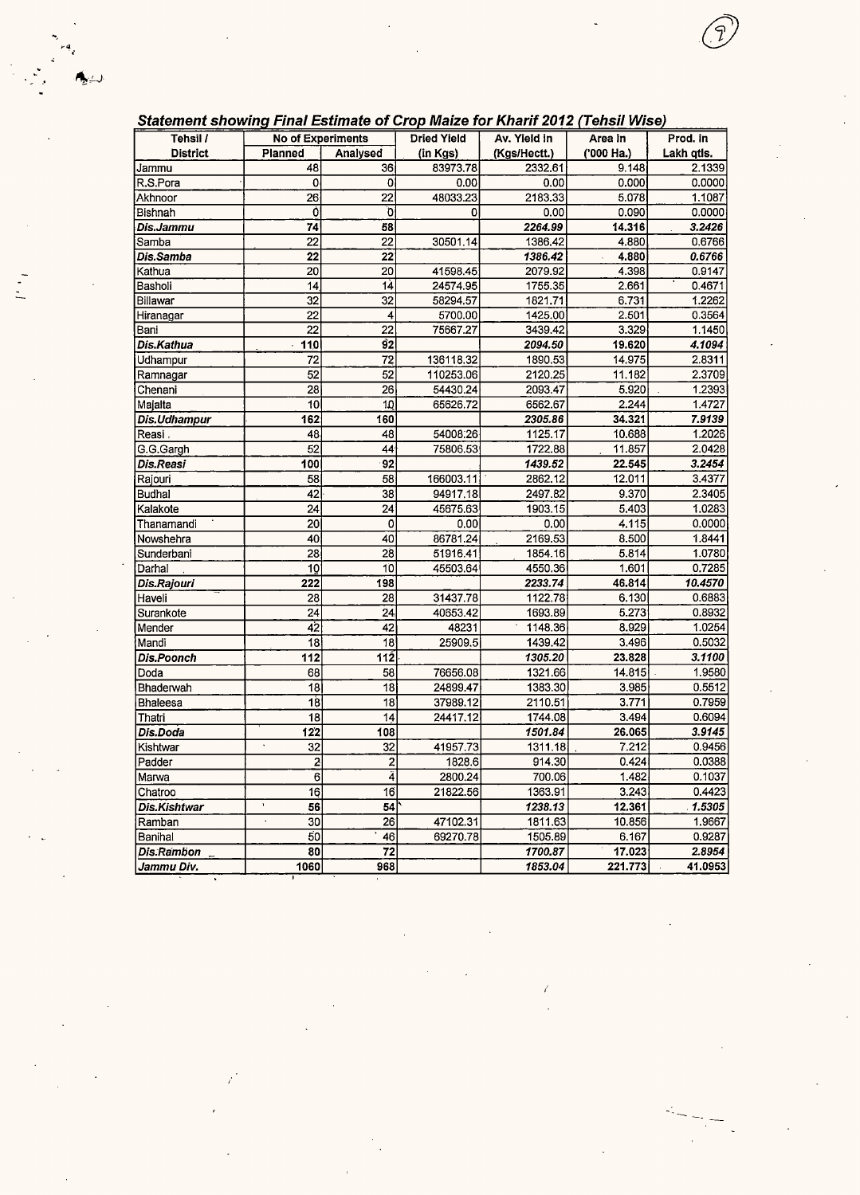***Statement showing Final Estimate of Crop Maize for Kharif 2012 (Tehsil Wise)***

| Tehsil / District | No of Experiments | | Dried Yield (in Kgs) | Av. Yield in (Kgs/Hectt.) | Area in ('000 Ha.) | Prod. in Lakh qtls. |
|---|---|---|---|---|---|---|
| | Planned | Analysed | | | | |
| Jammu | 48 | 36 | 83973.78 | 2332.61 | 9.148 | 2.1339 |
| R.S.Pora | 0 | 0 | 0.00 | 0.00 | 0.000 | 0.0000 |
| Akhnoor | 26 | 22 | 48033.23 | 2183.33 | 5.078 | 1.1087 |
| Bishnah | 0 | 0 | 0 | 0.00 | 0.090 | 0.0000 |
| ***Dis.Jammu*** | **74** | **58** | | ***2264.99*** | **14.316** | ***3.2426*** |
| Samba | 22 | 22 | 30501.14 | 1386.42 | 4.880 | 0.6766 |
| ***Dis.Samba*** | **22** | **22** | | ***1386.42*** | **4.880** | ***0.6766*** |
| Kathua | 20 | 20 | 41598.45 | 2079.92 | 4.398 | 0.9147 |
| Basholi | 14 | 14 | 24574.95 | 1755.35 | 2.661 | 0.4671 |
| Billawar | 32 | 32 | 58294.57 | 1821.71 | 6.731 | 1.2262 |
| Hiranagar | 22 | 4 | 5700.00 | 1425.00 | 2.501 | 0.3564 |
| Bani | 22 | 22 | 75667.27 | 3439.42 | 3.329 | 1.1450 |
| ***Dis.Kathua*** | **110** | **92** | | ***2094.50*** | **19.620** | ***4.1094*** |
| Udhampur | 72 | 72 | 136118.32 | 1890.53 | 14.975 | 2.8311 |
| Ramnagar | 52 | 52 | 110253.06 | 2120.25 | 11.182 | 2.3709 |
| Chenani | 28 | 26 | 54430.24 | 2093.47 | 5.920 | 1.2393 |
| Majalta | 10 | 10 | 65626.72 | 6562.67 | 2.244 | 1.4727 |
| ***Dis.Udhampur*** | **162** | **160** | | ***2305.86*** | **34.321** | ***7.9139*** |
| Reasi | 48 | 48 | 54008.26 | 1125.17 | 10.688 | 1.2026 |
| G.G.Gargh | 52 | 44 | 75806.53 | 1722.88 | 11.857 | 2.0428 |
| ***Dis.Reasi*** | **100** | **92** | | ***1439.52*** | **22.545** | ***3.2454*** |
| Rajouri | 58 | 58 | 166003.11 | 2862.12 | 12.011 | 3.4377 |
| Budhal | 42 | 38 | 94917.18 | 2497.82 | 9.370 | 2.3405 |
| Kalakote | 24 | 24 | 45675.63 | 1903.15 | 5.403 | 1.0283 |
| Thanamandi | 20 | 0 | 0.00 | 0.00 | 4.115 | 0.0000 |
| Nowshehra | 40 | 40 | 86781.24 | 2169.53 | 8.500 | 1.8441 |
| Sunderbani | 28 | 28 | 51916.41 | 1854.16 | 5.814 | 1.0780 |
| Darhal | 10 | 10 | 45503.64 | 4550.36 | 1.601 | 0.7285 |
| ***Dis.Rajouri*** | **222** | **198** | | ***2233.74*** | **46.814** | ***10.4570*** |
| Haveli | 28 | 28 | 31437.78 | 1122.78 | 6.130 | 0.6883 |
| Surankote | 24 | 24 | 40653.42 | 1693.89 | 5.273 | 0.8932 |
| Mender | 42 | 42 | 48231 | 1148.36 | 8.929 | 1.0254 |
| Mandi | 18 | 18 | 25909.5 | 1439.42 | 3.496 | 0.5032 |
| ***Dis.Poonch*** | **112** | **112** | | ***1305.20*** | **23.828** | ***3.1100*** |
| Doda | 68 | 58 | 76656.08 | 1321.66 | 14.815 | 1.9580 |
| Bhaderwah | 18 | 18 | 24899.47 | 1383.30 | 3.985 | 0.5512 |
| Bhaleesa | 18 | 18 | 37989.12 | 2110.51 | 3.771 | 0.7959 |
| Thatri | 18 | 14 | 24417.12 | 1744.08 | 3.494 | 0.6094 |
| ***Dis.Doda*** | **122** | **108** | | ***1501.84*** | **26.065** | ***3.9145*** |
| Kishtwar | 32 | 32 | 41957.73 | 1311.18 | 7.212 | 0.9456 |
| Padder | 2 | 2 | 1828.6 | 914.30 | 0.424 | 0.0388 |
| Marwa | 6 | 4 | 2800.24 | 700.06 | 1.482 | 0.1037 |
| Chatroo | 16 | 16 | 21822.56 | 1363.91 | 3.243 | 0.4423 |
| ***Dis.Kishtwar*** | **56** | **54** | | ***1238.13*** | **12.361** | ***1.5305*** |
| Ramban | 30 | 26 | 47102.31 | 1811.63 | 10.856 | 1.9667 |
| Banihal | 50 | 46 | 69270.78 | 1505.89 | 6.167 | 0.9287 |
| ***Dis.Rambon*** | **80** | **72** | | ***1700.87*** | **17.023** | ***2.8954*** |
| ***Jammu Div.*** | **1060** | **968** | | ***1853.04*** | **221.773** | ***41.0953*** |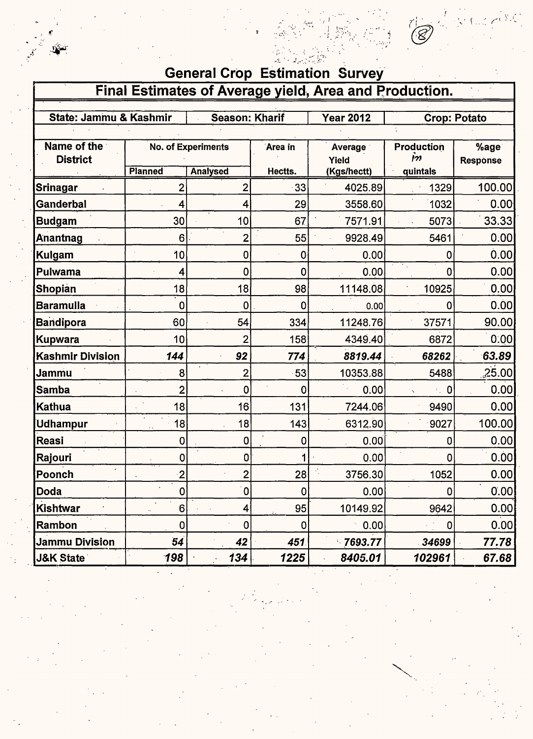# General Crop Estimation Survey

## Final Estimates of Average yield, Area and Production.

| State: Jammu & Kashmir | | Season: Kharif | | Year 2012 | Crop: Potato | |
|---|---|---|---|---|---|---|
| **Name of the District** | **No. of Experiments** | | **Area in Hectts.** | **Average Yield (Kgs/hectt)** | **Production in quintals** | **%age Response** |
| | **Planned** | **Analysed** | | | | |
| **Srinagar** | 2 | 2 | 33 | 4025.89 | 1329 | 100.00 |
| **Ganderbal** | 4 | 4 | 29 | 3558.60 | 1032 | 0.00 |
| **Budgam** | 30 | 10 | 67 | 7571.91 | 5073 | 33.33 |
| **Anantnag** | 6 | 2 | 55 | 9928.49 | 5461 | 0.00 |
| **Kulgam** | 10 | 0 | 0 | 0.00 | 0 | 0.00 |
| **Pulwama** | 4 | 0 | 0 | 0.00 | 0 | 0.00 |
| **Shopian** | 18 | 18 | 98 | 11148.08 | 10925 | 0.00 |
| **Baramulla** | 0 | 0 | 0 | 0.00 | 0 | 0.00 |
| **Bandipora** | 60 | 54 | 334 | 11248.76 | 37571 | 90.00 |
| **Kupwara** | 10 | 2 | 158 | 4349.40 | 6872 | 0.00 |
| **Kashmir Division** | ***144*** | ***92*** | ***774*** | ***8819.44*** | ***68262*** | ***63.89*** |
| **Jammu** | 8 | 2 | 53 | 10353.88 | 5488 | 25.00 |
| **Samba** | 2 | 0 | 0 | 0.00 | 0 | 0.00 |
| **Kathua** | 18 | 16 | 131 | 7244.06 | 9490 | 0.00 |
| **Udhampur** | 18 | 18 | 143 | 6312.90 | 9027 | 100.00 |
| **Reasi** | 0 | 0 | 0 | 0.00 | 0 | 0.00 |
| **Rajouri** | 0 | 0 | 1 | 0.00 | 0 | 0.00 |
| **Poonch** | 2 | 2 | 28 | 3756.30 | 1052 | 0.00 |
| **Doda** | 0 | 0 | 0 | 0.00 | 0 | 0.00 |
| **Kishtwar** | 6 | 4 | 95 | 10149.92 | 9642 | 0.00 |
| **Rambon** | 0 | 0 | 0 | 0.00 | 0 | 0.00 |
| **Jammu Division** | ***54*** | ***42*** | ***451*** | ***7693.77*** | ***34699*** | ***77.78*** |
| **J&K State** | ***198*** | ***134*** | ***1225*** | ***8405.01*** | ***102961*** | ***67.68*** |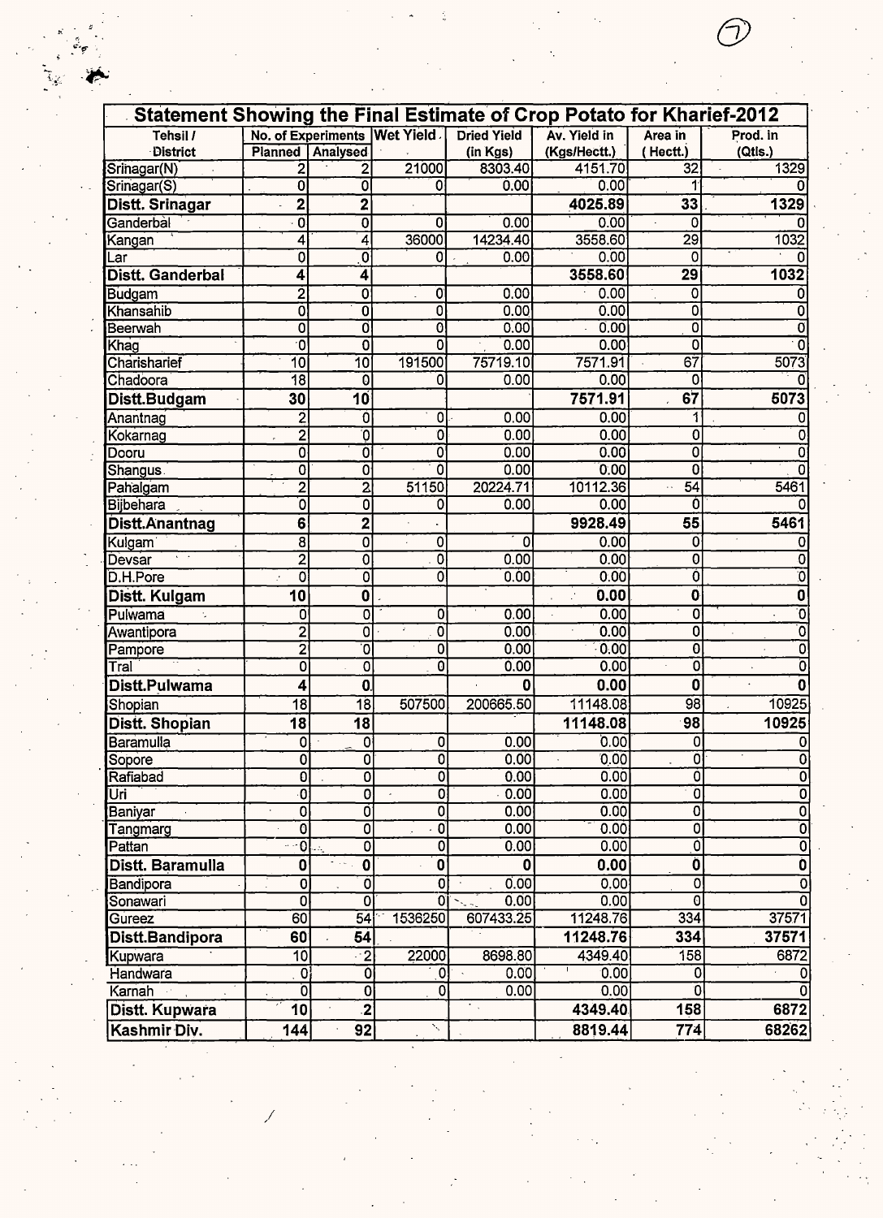| Statement Showing the Final Estimate of Crop Potato for Kharief-2012 | | | | | | | |
|---|---|---|---|---|---|---|---|
| Tehsil / District | No. of Experiments | | Wet Yield | Dried Yield (in Kgs) | Av. Yield in (Kgs/Hectt.) | Area in ( Hectt.) | Prod. in (Qtls.) |
| | Planned | Analysed | | | | | |
| Srinagar(N) | 2 | 2 | 21000 | 8303.40 | 4151.70 | 32 | 1329 |
| Srinagar(S) | 0 | 0 | 0 | 0.00 | 0.00 | 1 | 0 |
| **Distt. Srinagar** | **2** | **2** | | | **4025.89** | **33** | **1329** |
| Ganderbal | 0 | 0 | 0 | 0.00 | 0.00 | 0 | 0 |
| Kangan | 4 | 4 | 36000 | 14234.40 | 3558.60 | 29 | 1032 |
| Lar | 0 | 0 | 0 | 0.00 | 0.00 | 0 | 0 |
| **Distt. Ganderbal** | **4** | **4** | | | **3558.60** | **29** | **1032** |
| Budgam | 2 | 0 | 0 | 0.00 | 0.00 | 0 | 0 |
| Khansahib | 0 | 0 | 0 | 0.00 | 0.00 | 0 | 0 |
| Beerwah | 0 | 0 | 0 | 0.00 | 0.00 | 0 | 0 |
| Khag | 0 | 0 | 0 | 0.00 | 0.00 | 0 | 0 |
| Charisharief | 10 | 10 | 191500 | 75719.10 | 7571.91 | 67 | 5073 |
| Chadoora | 18 | 0 | 0 | 0.00 | 0.00 | 0 | 0 |
| **Distt.Budgam** | **30** | **10** | | | **7571.91** | **67** | **5073** |
| Anantnag | 2 | 0 | 0 | 0.00 | 0.00 | 1 | 0 |
| Kokarnag | 2 | 0 | 0 | 0.00 | 0.00 | 0 | 0 |
| Dooru | 0 | 0 | 0 | 0.00 | 0.00 | 0 | 0 |
| Shangus | 0 | 0 | 0 | 0.00 | 0.00 | 0 | 0 |
| Pahalgam | 2 | 2 | 51150 | 20224.71 | 10112.36 | 54 | 5461 |
| Bijbehara | 0 | 0 | 0 | 0.00 | 0.00 | 0 | 0 |
| **Distt.Anantnag** | **6** | **2** | | | **9928.49** | **55** | **5461** |
| Kulgam | 8 | 0 | 0 | 0 | 0.00 | 0 | 0 |
| Devsar | 2 | 0 | 0 | 0.00 | 0.00 | 0 | 0 |
| D.H.Pore | 0 | 0 | 0 | 0.00 | 0.00 | 0 | 0 |
| **Distt. Kulgam** | **10** | **0** | | | **0.00** | **0** | **0** |
| Pulwama | 0 | 0 | 0 | 0.00 | 0.00 | 0 | 0 |
| Awantipora | 2 | 0 | 0 | 0.00 | 0.00 | 0 | 0 |
| Pampore | 2 | 0 | 0 | 0.00 | 0.00 | 0 | 0 |
| Tral | 0 | 0 | 0 | 0.00 | 0.00 | 0 | 0 |
| **Distt.Pulwama** | **4** | **0** | | **0** | **0.00** | **0** | **0** |
| Shopian | 18 | 18 | 507500 | 200665.50 | 11148.08 | 98 | 10925 |
| **Distt. Shopian** | **18** | **18** | | | **11148.08** | **98** | **10925** |
| Baramulla | 0 | 0 | 0 | 0.00 | 0.00 | 0 | 0 |
| Sopore | 0 | 0 | 0 | 0.00 | 0.00 | 0 | 0 |
| Rafiabad | 0 | 0 | 0 | 0.00 | 0.00 | 0 | 0 |
| Uri | 0 | 0 | 0 | 0.00 | 0.00 | 0 | 0 |
| Baniyar | 0 | 0 | 0 | 0.00 | 0.00 | 0 | 0 |
| Tangmarg | 0 | 0 | 0 | 0.00 | 0.00 | 0 | 0 |
| Pattan | 0 | 0 | 0 | 0.00 | 0.00 | 0 | 0 |
| **Distt. Baramulla** | **0** | **0** | **0** | **0** | **0.00** | **0** | **0** |
| Bandipora | 0 | 0 | 0 | 0.00 | 0.00 | 0 | 0 |
| Sonawari | 0 | 0 | 0 | 0.00 | 0.00 | 0 | 0 |
| Gureez | 60 | 54 | 1536250 | 607433.25 | 11248.76 | 334 | 37571 |
| **Distt.Bandipora** | **60** | **54** | | | **11248.76** | **334** | **37571** |
| Kupwara | 10 | 2 | 22000 | 8698.80 | 4349.40 | 158 | 6872 |
| Handwara | 0 | 0 | 0 | 0.00 | 0.00 | 0 | 0 |
| Karnah | 0 | 0 | 0 | 0.00 | 0.00 | 0 | 0 |
| **Distt. Kupwara** | **10** | **2** | | | **4349.40** | **158** | **6872** |
| **Kashmir Div.** | **144** | **92** | | | **8819.44** | **774** | **68262** |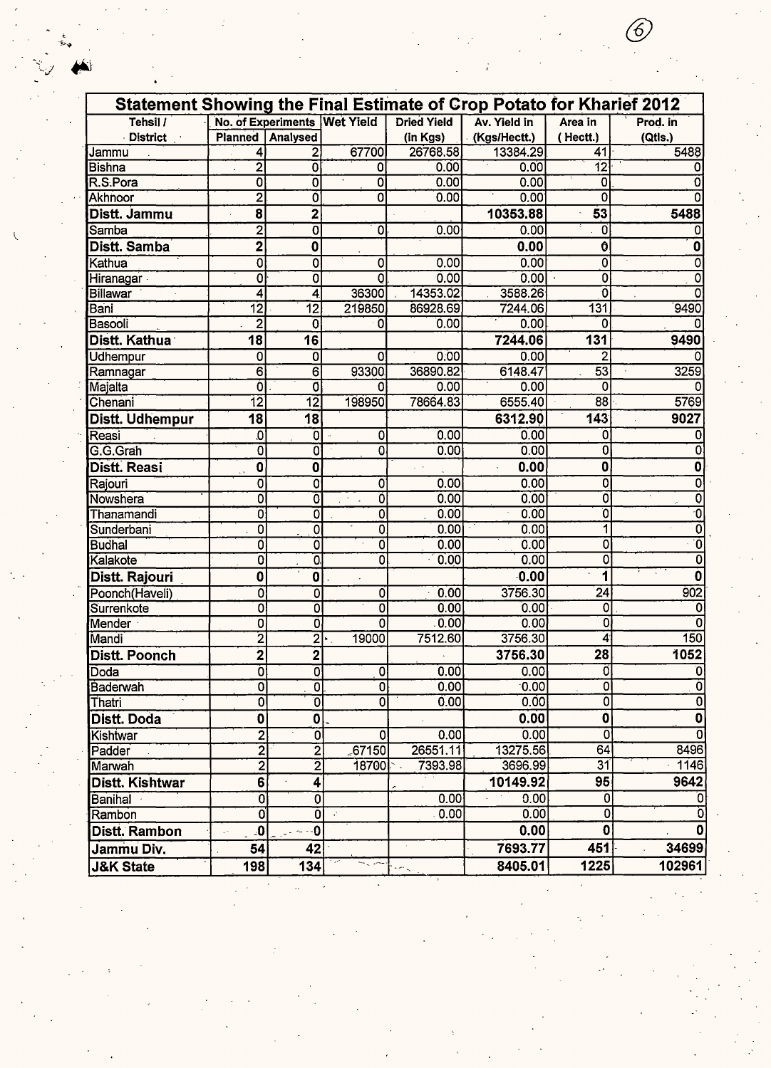| Statement Showing the Final Estimate of Crop Potato for Kharief 2012 | | | | | | | |
|---|---|---|---|---|---|---|---|
| Tehsil / District | No. of Experiments | | Wet Yield | Dried Yield (in Kgs) | Av. Yield in (Kgs/Hectt.) | Area in ( Hectt.) | Prod. in (Qtls.) |
| | Planned | Analysed | | | | | |
| Jammu | 4 | 2 | 67700 | 26768.58 | 13384.29 | 41 | 5488 |
| Bishna | 2 | 0 | 0 | 0.00 | 0.00 | 12 | 0 |
| R.S.Pora | 0 | 0 | 0 | 0.00 | 0.00 | 0 | 0 |
| Akhnoor | 2 | 0 | 0 | 0.00 | 0.00 | 0 | 0 |
| **Distt. Jammu** | **8** | **2** | | | **10353.88** | **53** | **5488** |
| Samba | 2 | 0 | 0 | 0.00 | 0.00 | 0 | 0 |
| **Distt. Samba** | **2** | **0** | | | **0.00** | **0** | **0** |
| Kathua | 0 | 0 | 0 | 0.00 | 0.00 | 0 | 0 |
| Hiranagar | 0 | 0 | 0 | 0.00 | 0.00 | 0 | 0 |
| Billawar | 4 | 4 | 36300 | 14353.02 | 3588.26 | 0 | 0 |
| Bani | 12 | 12 | 219850 | 86928.69 | 7244.06 | 131 | 9490 |
| Basooli | 2 | 0 | 0 | 0.00 | 0.00 | 0 | 0 |
| **Distt. Kathua** | **18** | **16** | | | **7244.06** | **131** | **9490** |
| Udhempur | 0 | 0 | 0 | 0.00 | 0.00 | 2 | 0 |
| Ramnagar | 6 | 6 | 93300 | 36890.82 | 6148.47 | 53 | 3259 |
| Majalta | 0 | 0 | 0 | 0.00 | 0.00 | 0 | 0 |
| Chenani | 12 | 12 | 198950 | 78664.83 | 6555.40 | 88 | 5769 |
| **Distt. Udhempur** | **18** | **18** | | | **6312.90** | **143** | **9027** |
| Reasi | 0 | 0 | 0 | 0.00 | 0.00 | 0 | 0 |
| G.G.Grah | 0 | 0 | 0 | 0.00 | 0.00 | 0 | 0 |
| **Distt. Reasi** | **0** | **0** | | | **0.00** | **0** | **0** |
| Rajouri | 0 | 0 | 0 | 0.00 | 0.00 | 0 | 0 |
| Nowshera | 0 | 0 | 0 | 0.00 | 0.00 | 0 | 0 |
| Thanamandi | 0 | 0 | 0 | 0.00 | 0.00 | 0 | 0 |
| Sunderbani | 0 | 0 | 0 | 0.00 | 0.00 | 1 | 0 |
| Budhal | 0 | 0 | 0 | 0.00 | 0.00 | 0 | 0 |
| Kalakote | 0 | 0 | 0 | 0.00 | 0.00 | 0 | 0 |
| **Distt. Rajouri** | **0** | **0** | | | **0.00** | **1** | **0** |
| Poonch(Haveli) | 0 | 0 | 0 | 0.00 | 3756.30 | 24 | 902 |
| Surrenkote | 0 | 0 | 0 | 0.00 | 0.00 | 0 | 0 |
| Mender | 0 | 0 | 0 | 0.00 | 0.00 | 0 | 0 |
| Mandi | 2 | 2 | 19000 | 7512.60 | 3756.30 | 4 | 150 |
| **Distt. Poonch** | **2** | **2** | | | **3756.30** | **28** | **1052** |
| Doda | 0 | 0 | 0 | 0.00 | 0.00 | 0 | 0 |
| Baderwah | 0 | 0 | 0 | 0.00 | 0.00 | 0 | 0 |
| Thatri | 0 | 0 | 0 | 0.00 | 0.00 | 0 | 0 |
| **Distt. Doda** | **0** | **0** | | | **0.00** | **0** | **0** |
| Kishtwar | 2 | 0 | 0 | 0.00 | 0.00 | 0 | 0 |
| Padder | 2 | 2 | 67150 | 26551.11 | 13275.56 | 64 | 8496 |
| Marwah | 2 | 2 | 18700 | 7393.98 | 3696.99 | 31 | 1146 |
| **Distt. Kishtwar** | **6** | **4** | | | **10149.92** | **95** | **9642** |
| Banihal | 0 | 0 | | 0.00 | 0.00 | 0 | 0 |
| Rambon | 0 | 0 | | 0.00 | 0.00 | 0 | 0 |
| **Distt. Rambon** | **0** | **0** | | | **0.00** | **0** | **0** |
| **Jammu Div.** | **54** | **42** | | | **7693.77** | **451** | **34699** |
| **J&K State** | **198** | **134** | | | **8405.01** | **1225** | **102961** |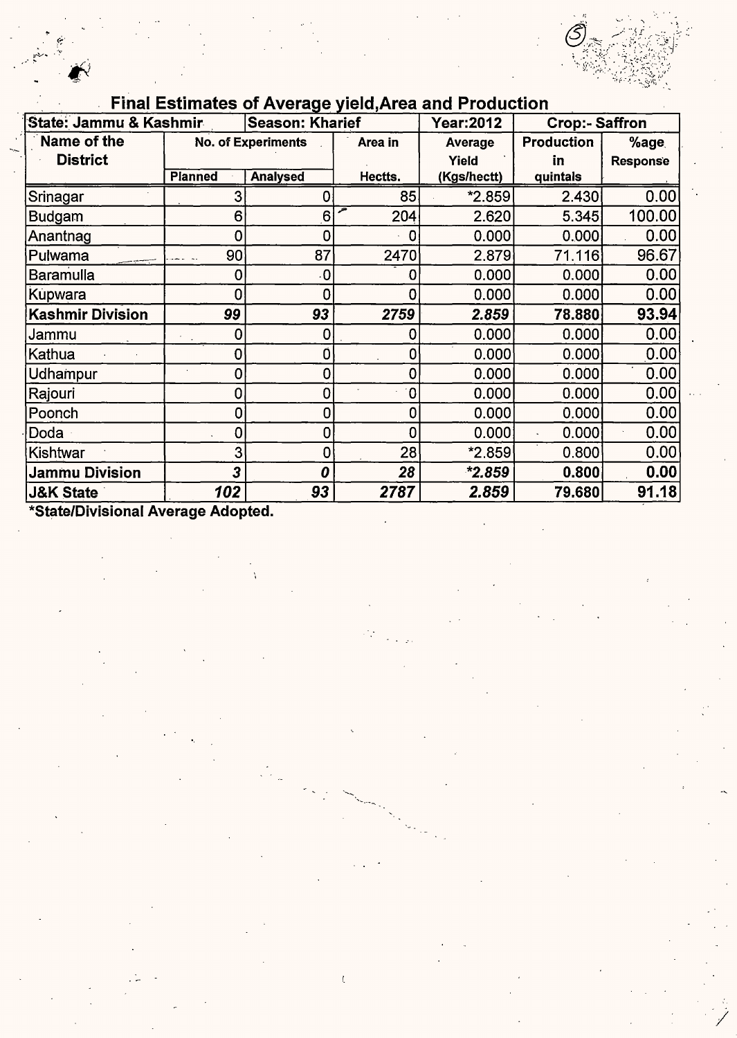## Final Estimates of Average yield,Area and Production

| State: Jammu & Kashmir | Season: Kharief | | | Year:2012 | Crop:- Saffron | |
|---|---|---|---|---|---|---|
| Name of the District | No. of Experiments | | Area in | Average Yield | Production in | %age Response |
| | Planned | Analysed | Hectts. | (Kgs/hectt) | quintals | |
| Srinagar | 3 | 0 | 85 | *2.859 | 2.430 | 0.00 |
| Budgam | 6 | 6 | 204 | 2.620 | 5.345 | 100.00 |
| Anantnag | 0 | 0 | 0 | 0.000 | 0.000 | 0.00 |
| Pulwama | 90 | 87 | 2470 | 2.879 | 71.116 | 96.67 |
| Baramulla | 0 | 0 | 0 | 0.000 | 0.000 | 0.00 |
| Kupwara | 0 | 0 | 0 | 0.000 | 0.000 | 0.00 |
| **Kashmir Division** | ***99*** | ***93*** | ***2759*** | ***2.859*** | **78.880** | **93.94** |
| Jammu | 0 | 0 | 0 | 0.000 | 0.000 | 0.00 |
| Kathua | 0 | 0 | 0 | 0.000 | 0.000 | 0.00 |
| Udhampur | 0 | 0 | 0 | 0.000 | 0.000 | 0.00 |
| Rajouri | 0 | 0 | 0 | 0.000 | 0.000 | 0.00 |
| Poonch | 0 | 0 | 0 | 0.000 | 0.000 | 0.00 |
| Doda | 0 | 0 | 0 | 0.000 | 0.000 | 0.00 |
| Kishtwar | 3 | 0 | 28 | *2.859 | 0.800 | 0.00 |
| **Jammu Division** | ***3*** | ***0*** | ***28*** | ***\*2.859*** | **0.800** | **0.00** |
| **J&K State** | ***102*** | ***93*** | ***2787*** | ***2.859*** | **79.680** | **91.18** |

**\*State/Divisional Average Adopted.**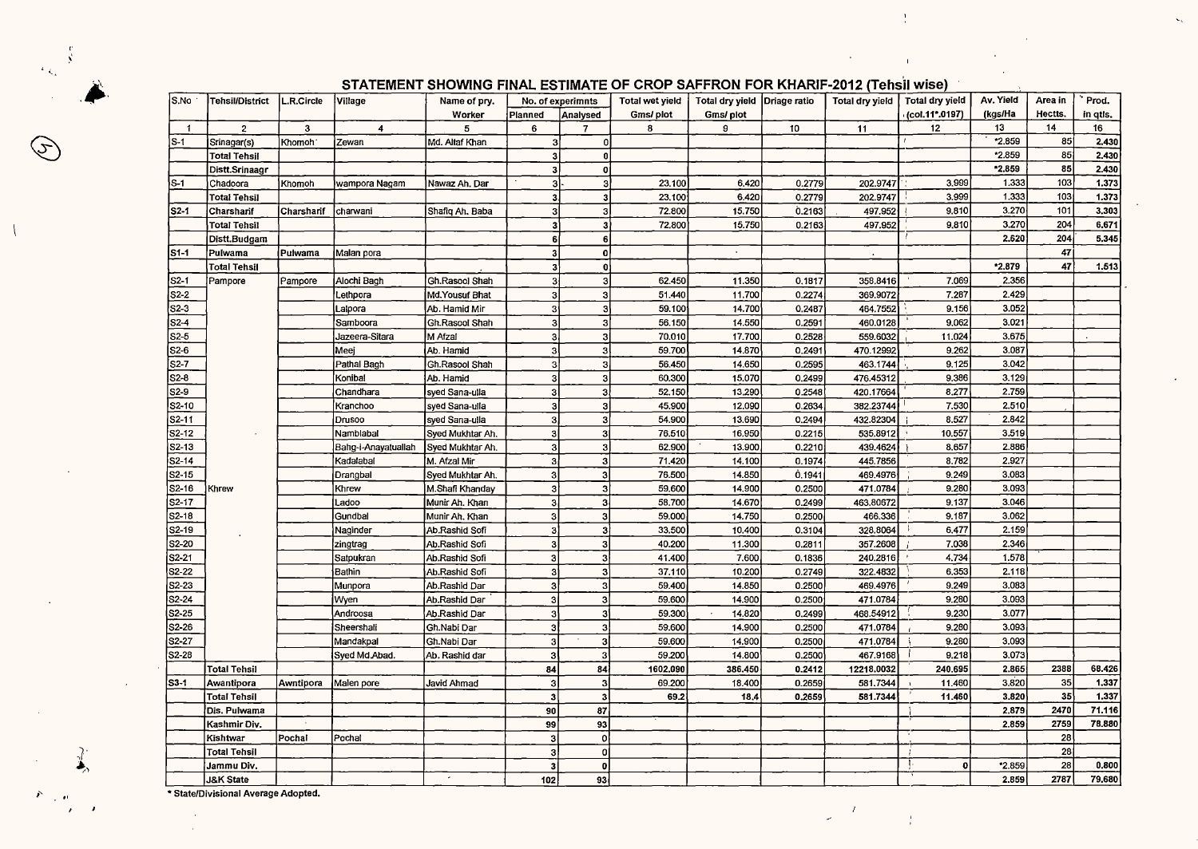# STATEMENT SHOWING FINAL ESTIMATE OF CROP SAFFRON FOR KHARIF-2012 (Tehsil wise)

| S.No | Tehsil/District | L.R.Circle | Village | Name of pry. Worker | No. of experimnts | | Total wet yield Gms/ plot | Total dry yield Gms/ plot | Driage ratio | Total dry yield | Total dry yield (col.11*.0197) | Av. Yield (kgs/Ha | Area in Hectts. | Prod. in qtls. |
|---|---|---|---|---|---|---|---|---|---|---|---|---|---|---|
| | | | | | Planned | Analysed | | | | | | | | |
| 1 | 2 | 3 | 4 | 5 | 6 | 7 | 8 | 9 | 10 | 11 | 12 | 13 | 14 | 16 |
| S-1 | Srinagar(s) | Khomoh | Zewan | Md. Altaf Khan | 3 | 0 | | | | | | *2.859 | 85 | 2.430 |
| | Total Tehsil | | | | 3 | 0 | | | | | | *2.859 | 85 | 2.430 |
| | Distt.Srinaagr | | | | 3 | 0 | | | | | | *2.859 | 85 | 2.430 |
| S-1 | Chadoora | Khomoh | wampora Nagam | Nawaz Ah. Dar | 3 | 3 | 23.100 | 6.420 | 0.2779 | 202.9747 | 3.999 | 1.333 | 103 | 1.373 |
| | Total Tehsil | | | | 3 | 3 | 23.100 | 6.420 | 0.2779 | 202.9747 | 3.999 | 1.333 | 103 | 1.373 |
| S2-1 | Charsharif | Charsharif | charwani | Shafiq Ah. Baba | 3 | 3 | 72.800 | 15.750 | 0.2163 | 497.952 | 9.810 | 3.270 | 101 | 3.303 |
| | Total Tehsil | | | | 3 | 3 | 72.800 | 15.750 | 0.2163 | 497.952 | 9.810 | 3.270 | 204 | 6.671 |
| | Distt.Budgam | | | | 6 | 6 | | | | | | 2.620 | 204 | 5.345 |
| S1-1 | Pulwama | Pulwama | Malan pora | | 3 | 0 | | | | | | | 47 | |
| | Total Tehsil | | | | 3 | 0 | | | | | | *2.879 | 47 | 1.513 |
| S2-1 | Pampore | Pampore | Alochi Bagh | Gh.Rasool Shah | 3 | 3 | 62.450 | 11.350 | 0.1817 | 358.8416 | 7.069 | 2.356 | | |
| S2-2 | | | Lethpora | Md.Yousuf Bhat | 3 | 3 | 51.440 | 11.700 | 0.2274 | 369.9072 | 7.287 | 2.429 | | |
| S2-3 | | | Lalpora | Ab. Hamid Mir | 3 | 3 | 59.100 | 14.700 | 0.2487 | 464.7552 | 9.156 | 3.052 | | |
| S2-4 | | | Samboora | Gh.Rasool Shah | 3 | 3 | 56.150 | 14.550 | 0.2591 | 460.0128 | 9.062 | 3.021 | | |
| S2-5 | | | Jazeera-Sitara | M Afzal | 3 | 3 | 70.010 | 17.700 | 0.2528 | 559.6032 | 11.024 | 3.675 | | |
| S2-6 | | | Meej | Ab. Hamid | 3 | 3 | 59.700 | 14.870 | 0.2491 | 470.12992 | 9.262 | 3.087 | | |
| S2-7 | | | Pathal Bagh | Gh.Rasool Shah | 3 | 3 | 56.450 | 14.650 | 0.2595 | 463.1744 | 9.125 | 3.042 | | |
| S2-8 | | | Konibal | Ab. Hamid | 3 | 3 | 60.300 | 15.070 | 0.2499 | 476.45312 | 9.386 | 3.129 | | |
| S2-9 | | | Chandhara | syed Sana-ulla | 3 | 3 | 52.150 | 13.290 | 0.2548 | 420.17664 | 8.277 | 2.759 | | |
| S2-10 | | | Kranchoo | syed Sana-ulla | 3 | 3 | 45.900 | 12.090 | 0.2634 | 382.23744 | 7.530 | 2.510 | | |
| S2-11 | | | Drusoo | syed Sana-ulla | 3 | 3 | 54.900 | 13.690 | 0.2494 | 432.82304 | 8.527 | 2.842 | | |
| S2-12 | | | Namblabal | Syed Mukhtar Ah. | 3 | 3 | 76.510 | 16.950 | 0.2215 | 535.8912 | 10.557 | 3.519 | | |
| S2-13 | | | Bahg-i-Anayatuallah | Syed Mukhtar Ah. | 3 | 3 | 62.900 | 13.900 | 0.2210 | 439.4624 | 8.657 | 2.886 | | |
| S2-14 | | | Kadalabal | M. Afzal Mir | 3 | 3 | 71.420 | 14.100 | 0.1974 | 445.7856 | 8.782 | 2.927 | | |
| S2-15 | | | Drangbal | Syed Mukhtar Ah. | 3 | 3 | 76.500 | 14.850 | 0.1941 | 469.4976 | 9.249 | 3.083 | | |
| S2-16 | Khrew | | Khrew | M.Shafi Khanday | 3 | 3 | 59.600 | 14.900 | 0.2500 | 471.0784 | 9.280 | 3.093 | | |
| S2-17 | | | Ladoo | Munir Ah. Khan | 3 | 3 | 58.700 | 14.670 | 0.2499 | 463.80672 | 9.137 | 3.046 | | |
| S2-18 | | | Gundbal | Munir Ah. Khan | 3 | 3 | 59.000 | 14.750 | 0.2500 | 466.336 | 9.187 | 3.062 | | |
| S2-19 | | | Naginder | Ab.Rashid Sofi | 3 | 3 | 33.500 | 10.400 | 0.3104 | 328.8064 | 6.477 | 2.159 | | |
| S2-20 | | | zingtrag | Ab.Rashid Sofi | 3 | 3 | 40.200 | 11.300 | 0.2811 | 357.2608 | 7.038 | 2.346 | | |
| S2-21 | | | Satpukran | Ab.Rashid Sofi | 3 | 3 | 41.400 | 7.600 | 0.1836 | 240.2816 | 4.734 | 1.578 | | |
| S2-22 | | | Bathin | Ab.Rashid Sofi | 3 | 3 | 37.110 | 10.200 | 0.2749 | 322.4832 | 6.353 | 2.118 | | |
| S2-23 | | | Munpora | Ab.Rashid Dar | 3 | 3 | 59.400 | 14.850 | 0.2500 | 469.4976 | 9.249 | 3.083 | | |
| S2-24 | | | Wyen | Ab.Rashid Dar | 3 | 3 | 59.600 | 14.900 | 0.2500 | 471.0784 | 9.280 | 3.093 | | |
| S2-25 | | | Androosa | Ab.Rashid Dar | 3 | 3 | 59.300 | 14.820 | 0.2499 | 468.54912 | 9.230 | 3.077 | | |
| S2-26 | | | Sheershali | Gh.Nabi Dar | 3 | 3 | 59.600 | 14.900 | 0.2500 | 471.0784 | 9.280 | 3.093 | | |
| S2-27 | | | Mandakpal | Gh.Nabi Dar | 3 | 3 | 59.600 | 14.900 | 0.2500 | 471.0784 | 9.280 | 3.093 | | |
| S2-28 | | | Syed Md.Abad. | Ab. Rashid dar | 3 | 3 | 59.200 | 14.800 | 0.2500 | 467.9168 | 9.218 | 3.073 | | |
| | Total Tehsil | | | | 84 | 84 | 1602.090 | 386.450 | 0.2412 | 12218.0032 | 240.695 | 2.865 | 2388 | 68.426 |
| S3-1 | Awantipora | Awntipora | Malen pore | Javid Ahmad | 3 | 3 | 69.200 | 18.400 | 0.2659 | 581.7344 | 11.460 | 3.820 | 35 | 1.337 |
| | Total Tehsil | | | | 3 | 3 | 69.2 | 18.4 | 0.2659 | 581.7344 | 11.460 | 3.820 | 35 | 1.337 |
| | Dis. Pulwama | | | | 90 | 87 | | | | | | 2.879 | 2470 | 71.116 |
| | Kashmir Div. | | | | 99 | 93 | | | | | | 2.859 | 2759 | 78.880 |
| | Kishtwar | Pochal | Pochal | | 3 | 0 | | | | | | | 28 | |
| | Total Tehsil | | | | 3 | 0 | | | | | | | 28 | |
| | Jammu Div. | | | | 3 | 0 | | | | | 0 | *2.859 | 28 | 0.800 |
| | J&K State | | | | 102 | 93 | | | | | | 2.859 | 2787 | 79.680 |

* State/Divisional Average Adopted.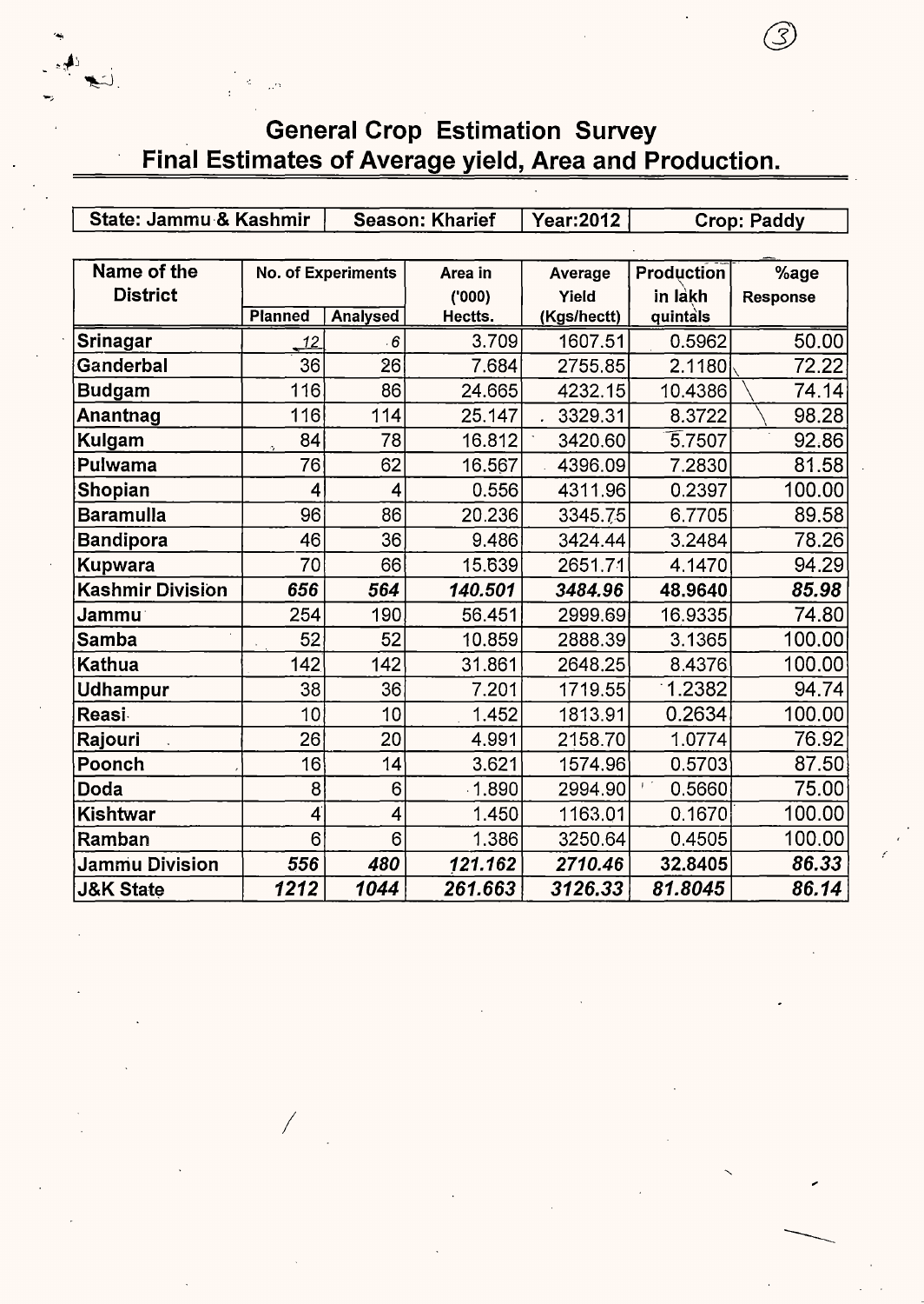# General Crop Estimation Survey

## Final Estimates of Average yield, Area and Production.

| State: Jammu & Kashmir | Season: Kharief | Year:2012 | Crop: Paddy |
|---|---|---|---|

| Name of the District | No. of Experiments | | Area in ('000) Hectts. | Average Yield (Kgs/hectt) | Production in lakh quintals | %age Response |
|---|---|---|---|---|---|---|
| | Planned | Analysed | | | | |
| Srinagar | 12 | 6 | 3.709 | 1607.51 | 0.5962 | 50.00 |
| Ganderbal | 36 | 26 | 7.684 | 2755.85 | 2.1180 | 72.22 |
| Budgam | 116 | 86 | 24.665 | 4232.15 | 10.4386 | 74.14 |
| Anantnag | 116 | 114 | 25.147 | 3329.31 | 8.3722 | 98.28 |
| Kulgam | 84 | 78 | 16.812 | 3420.60 | 5.7507 | 92.86 |
| Pulwama | 76 | 62 | 16.567 | 4396.09 | 7.2830 | 81.58 |
| Shopian | 4 | 4 | 0.556 | 4311.96 | 0.2397 | 100.00 |
| Baramulla | 96 | 86 | 20.236 | 3345.75 | 6.7705 | 89.58 |
| Bandipora | 46 | 36 | 9.486 | 3424.44 | 3.2484 | 78.26 |
| Kupwara | 70 | 66 | 15.639 | 2651.71 | 4.1470 | 94.29 |
| **Kashmir Division** | ***656*** | ***564*** | ***140.501*** | ***3484.96*** | **48.9640** | ***85.98*** |
| Jammu | 254 | 190 | 56.451 | 2999.69 | 16.9335 | 74.80 |
| Samba | 52 | 52 | 10.859 | 2888.39 | 3.1365 | 100.00 |
| Kathua | 142 | 142 | 31.861 | 2648.25 | 8.4376 | 100.00 |
| Udhampur | 38 | 36 | 7.201 | 1719.55 | 1.2382 | 94.74 |
| Reasi | 10 | 10 | 1.452 | 1813.91 | 0.2634 | 100.00 |
| Rajouri | 26 | 20 | 4.991 | 2158.70 | 1.0774 | 76.92 |
| Poonch | 16 | 14 | 3.621 | 1574.96 | 0.5703 | 87.50 |
| Doda | 8 | 6 | 1.890 | 2994.90 | 0.5660 | 75.00 |
| Kishtwar | 4 | 4 | 1.450 | 1163.01 | 0.1670 | 100.00 |
| Ramban | 6 | 6 | 1.386 | 3250.64 | 0.4505 | 100.00 |
| **Jammu Division** | ***556*** | ***480*** | ***121.162*** | ***2710.46*** | **32.8405** | ***86.33*** |
| **J&K State** | ***1212*** | ***1044*** | ***261.663*** | ***3126.33*** | ***81.8045*** | ***86.14*** |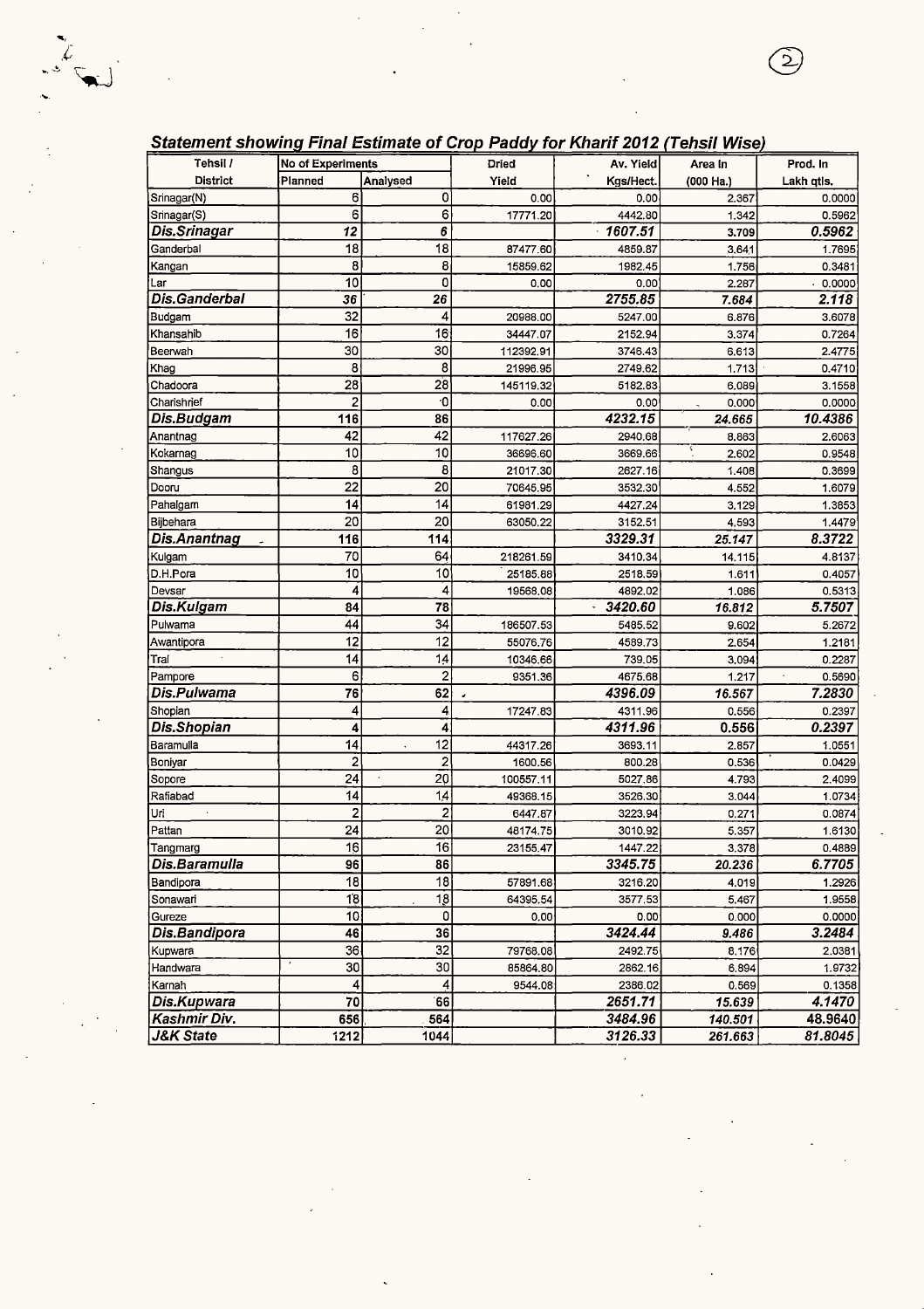## *Statement showing Final Estimate of Crop Paddy for Kharif 2012 (Tehsil Wise)*

| Tehsil / District | No of Experiments Planned | Analysed | Dried Yield | Av. Yield Kgs/Hect. | Area In (000 Ha.) | Prod. In Lakh qtls. |
|---|---|---|---|---|---|---|
| Srinagar(N) | 6 | 0 | 0.00 | 0.00 | 2.367 | 0.0000 |
| Srinagar(S) | 6 | 6 | 17771.20 | 4442.80 | 1.342 | 0.5962 |
| ***Dis.Srinagar*** | ***12*** | ***6*** | | ***1607.51*** | ***3.709*** | ***0.5962*** |
| Ganderbal | 18 | 18 | 87477.60 | 4859.87 | 3.641 | 1.7695 |
| Kangan | 8 | 8 | 15859.62 | 1982.45 | 1.756 | 0.3481 |
| Lar | 10 | 0 | 0.00 | 0.00 | 2.287 | 0.0000 |
| ***Dis.Ganderbal*** | ***36*** | ***26*** | | ***2755.85*** | ***7.684*** | ***2.118*** |
| Budgam | 32 | 4 | 20988.00 | 5247.00 | 6.876 | 3.6078 |
| Khansahib | 16 | 16 | 34447.07 | 2152.94 | 3.374 | 0.7264 |
| Beerwah | 30 | 30 | 112392.91 | 3746.43 | 6.613 | 2.4775 |
| Khag | 8 | 8 | 21996.95 | 2749.62 | 1.713 | 0.4710 |
| Chadoora | 28 | 28 | 145119.32 | 5182.83 | 6.089 | 3.1558 |
| Charishrief | 2 | 0 | 0.00 | 0.00 | 0.000 | 0.0000 |
| ***Dis.Budgam*** | ***116*** | ***86*** | | ***4232.15*** | ***24.665*** | ***10.4386*** |
| Anantnag | 42 | 42 | 117627.26 | 2940.68 | 8.863 | 2.6063 |
| Kokarnag | 10 | 10 | 36696.60 | 3669.66 | 2.602 | 0.9548 |
| Shangus | 8 | 8 | 21017.30 | 2627.16 | 1.408 | 0.3699 |
| Dooru | 22 | 20 | 70645.95 | 3532.30 | 4.552 | 1.6079 |
| Pahalgam | 14 | 14 | 61981.29 | 4427.24 | 3.129 | 1.3853 |
| Bijbehara | 20 | 20 | 63050.22 | 3152.51 | 4.593 | 1.4479 |
| ***Dis.Anantnag*** | ***116*** | ***114*** | | ***3329.31*** | ***25.147*** | ***8.3722*** |
| Kulgam | 70 | 64 | 218261.59 | 3410.34 | 14.115 | 4.8137 |
| D.H.Pora | 10 | 10 | 25185.88 | 2518.59 | 1.611 | 0.4057 |
| Devsar | 4 | 4 | 19568.08 | 4892.02 | 1.086 | 0.5313 |
| ***Dis.Kulgam*** | ***84*** | ***78*** | | ***3420.60*** | ***16.812*** | ***5.7507*** |
| Pulwama | 44 | 34 | 186507.53 | 5485.52 | 9.602 | 5.2672 |
| Awantipora | 12 | 12 | 55076.76 | 4589.73 | 2.654 | 1.2181 |
| Tral | 14 | 14 | 10346.66 | 739.05 | 3.094 | 0.2287 |
| Pampore | 6 | 2 | 9351.36 | 4675.68 | 1.217 | 0.5690 |
| ***Dis.Pulwama*** | ***76*** | ***62*** | | ***4396.09*** | ***16.567*** | ***7.2830*** |
| Shopian | 4 | 4 | 17247.83 | 4311.96 | 0.556 | 0.2397 |
| ***Dis.Shopian*** | ***4*** | ***4*** | | ***4311.96*** | ***0.556*** | ***0.2397*** |
| Baramulla | 14 | 12 | 44317.26 | 3693.11 | 2.857 | 1.0551 |
| Boniyar | 2 | 2 | 1600.56 | 800.28 | 0.536 | 0.0429 |
| Sopore | 24 | 20 | 100557.11 | 5027.86 | 4.793 | 2.4099 |
| Rafiabad | 14 | 14 | 49368.15 | 3526.30 | 3.044 | 1.0734 |
| Uri | 2 | 2 | 6447.87 | 3223.94 | 0.271 | 0.0874 |
| Pattan | 24 | 20 | 48174.75 | 3010.92 | 5.357 | 1.6130 |
| Tangmarg | 16 | 16 | 23155.47 | 1447.22 | 3.378 | 0.4889 |
| ***Dis.Baramulla*** | ***96*** | ***86*** | | ***3345.75*** | ***20.236*** | ***6.7705*** |
| Bandipora | 18 | 18 | 57891.68 | 3216.20 | 4.019 | 1.2926 |
| Sonawari | 18 | 18 | 64395.54 | 3577.53 | 5.467 | 1.9558 |
| Gureze | 10 | 0 | 0.00 | 0.00 | 0.000 | 0.0000 |
| ***Dis.Bandipora*** | ***46*** | ***36*** | | ***3424.44*** | ***9.486*** | ***3.2484*** |
| Kupwara | 36 | 32 | 79768.08 | 2492.75 | 8.176 | 2.0381 |
| Handwara | 30 | 30 | 85864.80 | 2862.16 | 6.894 | 1.9732 |
| Karnah | 4 | 4 | 9544.08 | 2386.02 | 0.569 | 0.1358 |
| ***Dis.Kupwara*** | ***70*** | ***66*** | | ***2651.71*** | ***15.639*** | ***4.1470*** |
| ***Kashmir Div.*** | ***656*** | ***564*** | | ***3484.96*** | ***140.501*** | ***48.9640*** |
| ***J&K State*** | ***1212*** | ***1044*** | | ***3126.33*** | ***261.663*** | ***81.8045*** |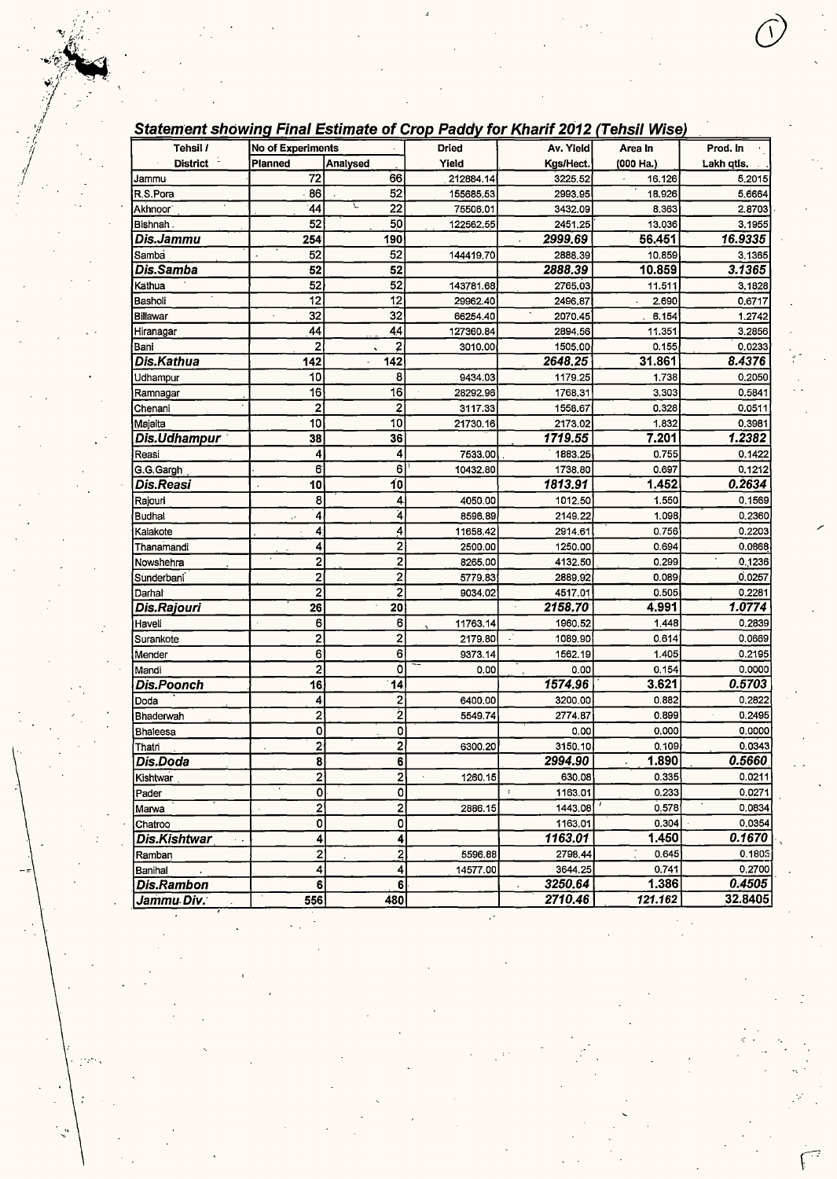## *Statement showing Final Estimate of Crop Paddy for Kharif 2012 (Tehsil Wise)*

| Tehsil / District | No of Experiments Planned | Analysed | Dried Yield | Av. Yield Kgs/Hect. | Area In (000 Ha.) | Prod. In Lakh qtls. |
|---|---|---|---|---|---|---|
| Jammu | 72 | 66 | 212884.14 | 3225.52 | 16.126 | 5.2015 |
| R.S.Pora | 86 | 52 | 155685.53 | 2993.95 | 18.926 | 5.6664 |
| Akhnoor | 44 | 22 | 75506.01 | 3432.09 | 8.363 | 2.8703 |
| Bishnah | 52 | 50 | 122562.55 | 2451.25 | 13.036 | 3.1955 |
| ***Dis.Jammu*** | **254** | **190** | | ***2999.69*** | **56.451** | ***16.9335*** |
| Samba | 52 | 52 | 144419.70 | 2888.39 | 10.859 | 3.1365 |
| ***Dis.Samba*** | **52** | **52** | | ***2888.39*** | **10.859** | ***3.1365*** |
| Kathua | 52 | 52 | 143781.68 | 2765.03 | 11.511 | 3.1828 |
| Basholi | 12 | 12 | 29962.40 | 2496.87 | 2.690 | 0.6717 |
| Billawar | 32 | 32 | 66254.40 | 2070.45 | 6.154 | 1.2742 |
| Hiranagar | 44 | 44 | 127360.84 | 2894.56 | 11.351 | 3.2856 |
| Bani | 2 | 2 | 3010.00 | 1505.00 | 0.155 | 0.0233 |
| ***Dis.Kathua*** | **142** | **142** | | ***2648.25*** | **31.861** | ***8.4376*** |
| Udhampur | 10 | 8 | 9434.03 | 1179.25 | 1.738 | 0.2050 |
| Ramnagar | 16 | 16 | 28292.96 | 1768.31 | 3.303 | 0.5841 |
| Chenani | 2 | 2 | 3117.33 | 1558.67 | 0.328 | 0.0511 |
| Majalta | 10 | 10 | 21730.16 | 2173.02 | 1.832 | 0.3981 |
| ***Dis.Udhampur*** | **38** | **36** | | ***1719.55*** | **7.201** | ***1.2382*** |
| Reasi | 4 | 4 | 7533.00 | 1883.25 | 0.755 | 0.1422 |
| G.G.Gargh | 6 | 6 | 10432.80 | 1738.80 | 0.697 | 0.1212 |
| ***Dis.Reasi*** | **10** | **10** | | ***1813.91*** | **1.452** | ***0.2634*** |
| Rajouri | 8 | 4 | 4050.00 | 1012.50 | 1.550 | 0.1569 |
| Budhal | 4 | 4 | 8596.89 | 2149.22 | 1.098 | 0.2360 |
| Kalakote | 4 | 4 | 11658.42 | 2914.61 | 0.756 | 0.2203 |
| Thanamandi | 4 | 2 | 2500.00 | 1250.00 | 0.694 | 0.0868 |
| Nowshehra | 2 | 2 | 8265.00 | 4132.50 | 0.299 | 0.1236 |
| Sunderbani | 2 | 2 | 5779.83 | 2889.92 | 0.089 | 0.0257 |
| Darhal | 2 | 2 | 9034.02 | 4517.01 | 0.505 | 0.2281 |
| ***Dis.Rajouri*** | **26** | **20** | | ***2158.70*** | **4.991** | ***1.0774*** |
| Haveli | 6 | 6 | 11763.14 | 1960.52 | 1.448 | 0.2839 |
| Surankote | 2 | 2 | 2179.80 | 1089.90 | 0.614 | 0.0669 |
| Mender | 6 | 6 | 9373.14 | 1562.19 | 1.405 | 0.2195 |
| Mandi | 2 | 0 | 0.00 | 0.00 | 0.154 | 0.0000 |
| ***Dis.Poonch*** | **16** | **14** | | ***1574.96*** | **3.621** | ***0.5703*** |
| Doda | 4 | 2 | 6400.00 | 3200.00 | 0.882 | 0.2822 |
| Bhaderwah | 2 | 2 | 5549.74 | 2774.87 | 0.899 | 0.2495 |
| Bhaleesa | 0 | 0 | | 0.00 | 0.000 | 0.0000 |
| Thatri | 2 | 2 | 6300.20 | 3150.10 | 0.109 | 0.0343 |
| ***Dis.Doda*** | **8** | **6** | | ***2994.90*** | **1.890** | ***0.5660*** |
| Kishtwar | 2 | 2 | 1260.15 | 630.08 | 0.335 | 0.0211 |
| Pader | 0 | 0 | | 1163.01 | 0.233 | 0.0271 |
| Marwa | 2 | 2 | 2886.15 | 1443.08 | 0.578 | 0.0834 |
| Chatroo | 0 | 0 | | 1163.01 | 0.304 | 0.0354 |
| ***Dis.Kishtwar*** | **4** | **4** | | ***1163.01*** | **1.450** | ***0.1670*** |
| Ramban | 2 | 2 | 5596.88 | 2798.44 | 0.645 | 0.1805 |
| Banihal | 4 | 4 | 14577.00 | 3644.25 | 0.741 | 0.2700 |
| ***Dis.Rambon*** | **6** | **6** | | ***3250.64*** | **1.386** | ***0.4505*** |
| ***Jammu Div.*** | **556** | **480** | | ***2710.46*** | ***121.162*** | **32.8405** |